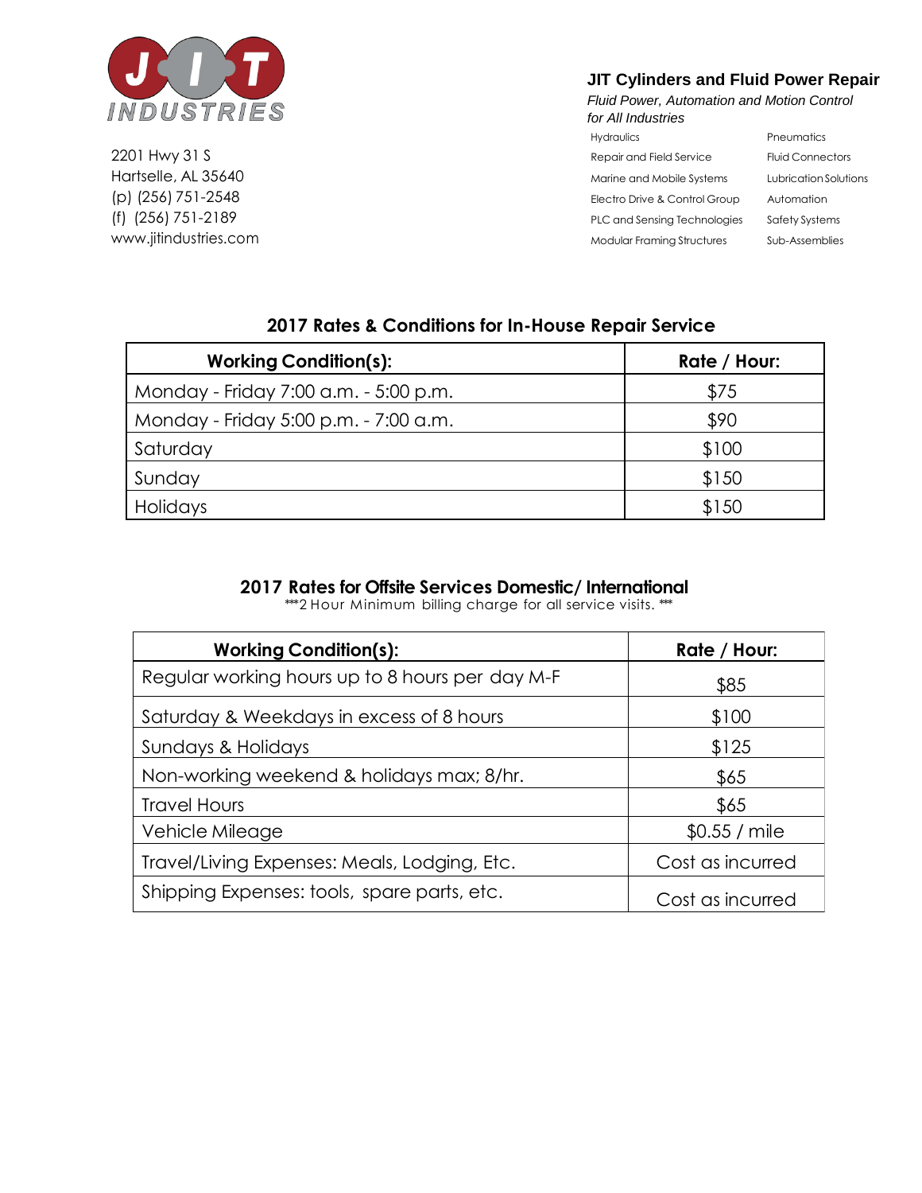JIT INDUSTRIES

2201 Hwy 31 S
Hartselle, AL 35640
(p) (256) 751-2548
(f) (256) 751-2189
www.jitindustries.com

**JIT Cylinders and Fluid Power Repair**

*Fluid Power, Automation and Motion Control for All Industries*

- Hydraulics
- Pneumatics
- Repair and Field Service
- Fluid Connectors
- Marine and Mobile Systems
- Lubrication Solutions
- Electro Drive & Control Group
- Automation
- PLC and Sensing Technologies
- Safety Systems
- Modular Framing Structures
- Sub-Assemblies

## 2017 Rates & Conditions for In-House Repair Service

| Working Condition(s): | Rate / Hour: |
|---|---|
| Monday - Friday 7:00 a.m. - 5:00 p.m. | $75 |
| Monday - Friday 5:00 p.m. - 7:00 a.m. | $90 |
| Saturday | $100 |
| Sunday | $150 |
| Holidays | $150 |

## 2017 Rates for Offsite Services Domestic/ International

***2 Hour Minimum billing charge for all service visits. ***

| Working Condition(s): | Rate / Hour: |
|---|---|
| Regular working hours up to 8 hours per day M-F | $85 |
| Saturday & Weekdays in excess of 8 hours | $100 |
| Sundays & Holidays | $125 |
| Non-working weekend & holidays max; 8/hr. | $65 |
| Travel Hours | $65 |
| Vehicle Mileage | $0.55 / mile |
| Travel/Living Expenses: Meals, Lodging, Etc. | Cost as incurred |
| Shipping Expenses: tools, spare parts, etc. | Cost as incurred |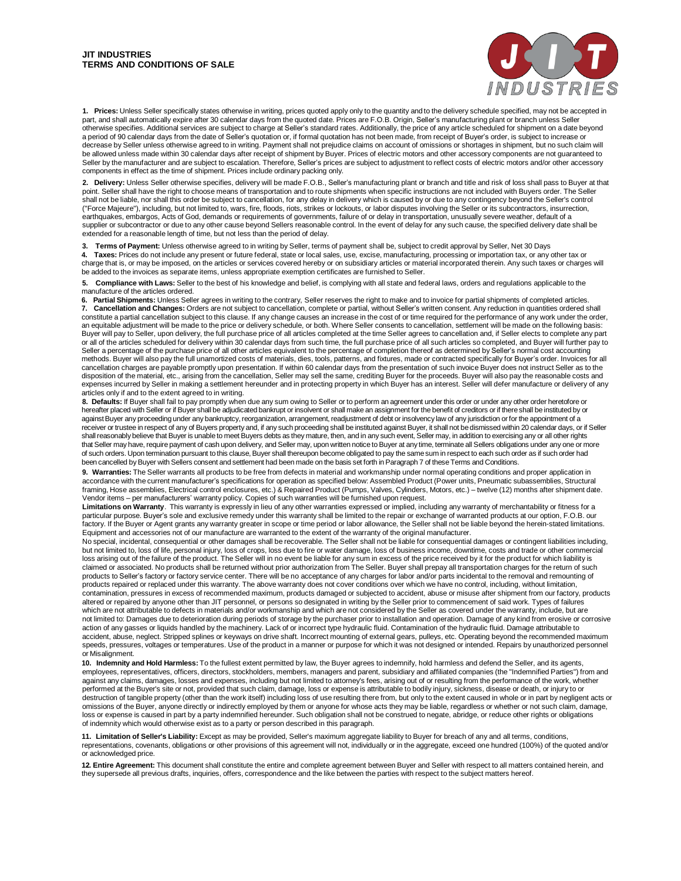**JIT INDUSTRIES**
**TERMS AND CONDITIONS OF SALE**

**1. Prices:** Unless Seller specifically states otherwise in writing, prices quoted apply only to the quantity and to the delivery schedule specified, may not be accepted in part, and shall automatically expire after 30 calendar days from the quoted date. Prices are F.O.B. Origin, Seller's manufacturing plant or branch unless Seller otherwise specifies. Additional services are subject to charge at Seller's standard rates. Additionally, the price of any article scheduled for shipment on a date beyond a period of 90 calendar days from the date of Seller's quotation or, if formal quotation has not been made, from receipt of Buyer's order, is subject to increase or decrease by Seller unless otherwise agreed to in writing. Payment shall not prejudice claims on account of omissions or shortages in shipment, but no such claim will be allowed unless made within 30 calendar days after receipt of shipment by Buyer. Prices of electric motors and other accessory components are not guaranteed to Seller by the manufacturer and are subject to escalation. Therefore, Seller's prices are subject to adjustment to reflect costs of electric motors and/or other accessory components in effect as the time of shipment. Prices include ordinary packing only.

**2. Delivery:** Unless Seller otherwise specifies, delivery will be made F.O.B., Seller's manufacturing plant or branch and title and risk of loss shall pass to Buyer at that point. Seller shall have the right to choose means of transportation and to route shipments when specific instructions are not included with Buyers order. The Seller shall not be liable, nor shall this order be subject to cancellation, for any delay in delivery which is caused by or due to any contingency beyond the Seller's control ("Force Majeure"), including, but not limited to, wars, fire, floods, riots, strikes or lockouts, or labor disputes involving the Seller or its subcontractors, insurrection, earthquakes, embargos, Acts of God, demands or requirements of governments, failure of or delay in transportation, unusually severe weather, default of a supplier or subcontractor or due to any other cause beyond Sellers reasonable control. In the event of delay for any such cause, the specified delivery date shall be extended for a reasonable length of time, but not less than the period of delay.

**3. Terms of Payment:** Unless otherwise agreed to in writing by Seller, terms of payment shall be, subject to credit approval by Seller, Net 30 Days

**4. Taxes:** Prices do not include any present or future federal, state or local sales, use, excise, manufacturing, processing or importation tax, or any other tax or charge that is, or may be imposed, on the articles or services covered hereby or on subsidiary articles or material incorporated therein. Any such taxes or charges will be added to the invoices as separate items, unless appropriate exemption certificates are furnished to Seller.

**5. Compliance with Laws:** Seller to the best of his knowledge and belief, is complying with all state and federal laws, orders and regulations applicable to the manufacture of the articles ordered.

**6. Partial Shipments:** Unless Seller agrees in writing to the contrary, Seller reserves the right to make and to invoice for partial shipments of completed articles.

**7. Cancellation and Changes:** Orders are not subject to cancellation, complete or partial, without Seller's written consent. Any reduction in quantities ordered shall constitute a partial cancellation subject to this clause. If any change causes an increase in the cost of or time required for the performance of any work under the order, an equitable adjustment will be made to the price or delivery schedule, or both. Where Seller consents to cancellation, settlement will be made on the following basis: Buyer will pay to Seller, upon delivery, the full purchase price of all articles completed at the time Seller agrees to cancellation and, if Seller elects to complete any part or all of the articles scheduled for delivery within 30 calendar days from such time, the full purchase price of all such articles so completed, and Buyer will further pay to Seller a percentage of the purchase price of all other articles equivalent to the percentage of completion thereof as determined by Seller's normal cost accounting methods. Buyer will also pay the full unamortized costs of materials, dies, tools, patterns, and fixtures, made or contracted specifically for Buyer's order. Invoices for all cancellation charges are payable promptly upon presentation. If within 60 calendar days from the presentation of such invoice Buyer does not instruct Seller as to the disposition of the material, etc., arising from the cancellation, Seller may sell the same, crediting Buyer for the proceeds. Buyer will also pay the reasonable costs and expenses incurred by Seller in making a settlement hereunder and in protecting property in which Buyer has an interest. Seller will defer manufacture or delivery of any articles only if and to the extent agreed to in writing.

**8. Defaults:** If Buyer shall fail to pay promptly when due any sum owing to Seller or to perform an agreement under this order or under any other order heretofore or hereafter placed with Seller or if Buyer shall be adjudicated bankrupt or insolvent or shall make an assignment for the benefit of creditors or if there shall be instituted by or against Buyer any proceeding under any bankruptcy, reorganization, arrangement, readjustment of debt or insolvency law of any jurisdiction or for the appointment of a receiver or trustee in respect of any of Buyers property and, if any such proceeding shall be instituted against Buyer, it shall not be dismissed within 20 calendar days, or if Seller shall reasonably believe that Buyer is unable to meet Buyers debts as they mature, then, and in any such event, Seller may, in addition to exercising any or all other rights that Seller may have, require payment of cash upon delivery, and Seller may, upon written notice to Buyer at any time, terminate all Sellers obligations under any one or more of such orders. Upon termination pursuant to this clause, Buyer shall thereupon become obligated to pay the same sum in respect to each such order as if such order had been cancelled by Buyer with Sellers consent and settlement had been made on the basis set forth in Paragraph 7 of these Terms and Conditions.

**9. Warranties:** The Seller warrants all products to be free from defects in material and workmanship under normal operating conditions and proper application in accordance with the current manufacturer's specifications for operation as specified below: Assembled Product (Power units, Pneumatic subassemblies, Structural framing, Hose assemblies, Electrical control enclosures, etc.) & Repaired Product (Pumps, Valves, Cylinders, Motors, etc.) – twelve (12) months after shipment date. Vendor items – per manufacturers' warranty policy. Copies of such warranties will be furnished upon request.

**Limitations on Warranty**. This warranty is expressly in lieu of any other warranties expressed or implied, including any warranty of merchantability or fitness for a particular purpose. Buyer's sole and exclusive remedy under this warranty shall be limited to the repair or exchange of warranted products at our option, F.O.B. our factory. If the Buyer or Agent grants any warranty greater in scope or time period or labor allowance, the Seller shall not be liable beyond the herein-stated limitations. Equipment and accessories not of our manufacture are warranted to the extent of the warranty of the original manufacturer.

No special, incidental, consequential or other damages shall be recoverable. The Seller shall not be liable for consequential damages or contingent liabilities including, but not limited to, loss of life, personal injury, loss of crops, loss due to fire or water damage, loss of business income, downtime, costs and trade or other commercial loss arising out of the failure of the product. The Seller will in no event be liable for any sum in excess of the price received by it for the product for which liability is claimed or associated. No products shall be returned without prior authorization from The Seller. Buyer shall prepay all transportation charges for the return of such products to Seller's factory or factory service center. There will be no acceptance of any charges for labor and/or parts incidental to the removal and remounting of products repaired or replaced under this warranty. The above warranty does not cover conditions over which we have no control, including, without limitation, contamination, pressures in excess of recommended maximum, products damaged or subjected to accident, abuse or misuse after shipment from our factory, products altered or repaired by anyone other than JIT personnel, or persons so designated in writing by the Seller prior to commencement of said work. Types of failures which are not attributable to defects in materials and/or workmanship and which are not considered by the Seller as covered under the warranty, include, but are not limited to: Damages due to deterioration during periods of storage by the purchaser prior to installation and operation. Damage of any kind from erosive or corrosive action of any gasses or liquids handled by the machinery. Lack of or incorrect type hydraulic fluid. Contamination of the hydraulic fluid. Damage attributable to accident, abuse, neglect. Stripped splines or keyways on drive shaft. Incorrect mounting of external gears, pulleys, etc. Operating beyond the recommended maximum speeds, pressures, voltages or temperatures. Use of the product in a manner or purpose for which it was not designed or intended. Repairs by unauthorized personnel or Misalignment.

**10. Indemnity and Hold Harmless:** To the fullest extent permitted by law, the Buyer agrees to indemnify, hold harmless and defend the Seller, and its agents, employees, representatives, officers, directors, stockholders, members, managers and parent, subsidiary and affiliated companies (the "Indemnified Parties") from and against any claims, damages, losses and expenses, including but not limited to attorney's fees, arising out of or resulting from the performance of the work, whether performed at the Buyer's site or not, provided that such claim, damage, loss or expense is attributable to bodily injury, sickness, disease or death, or injury to or destruction of tangible property (other than the work itself) including loss of use resulting there from, but only to the extent caused in whole or in part by negligent acts or omissions of the Buyer, anyone directly or indirectly employed by them or anyone for whose acts they may be liable, regardless or whether or not such claim, damage, loss or expense is caused in part by a party indemnified hereunder. Such obligation shall not be construed to negate, abridge, or reduce other rights or obligations of indemnity which would otherwise exist as to a party or person described in this paragraph.

**11. Limitation of Seller's Liability:** Except as may be provided, Seller's maximum aggregate liability to Buyer for breach of any and all terms, conditions, representations, covenants, obligations or other provisions of this agreement will not, individually or in the aggregate, exceed one hundred (100%) of the quoted and/or or acknowledged price.

**12. Entire Agreement:** This document shall constitute the entire and complete agreement between Buyer and Seller with respect to all matters contained herein, and they supersede all previous drafts, inquiries, offers, correspondence and the like between the parties with respect to the subject matters hereof.